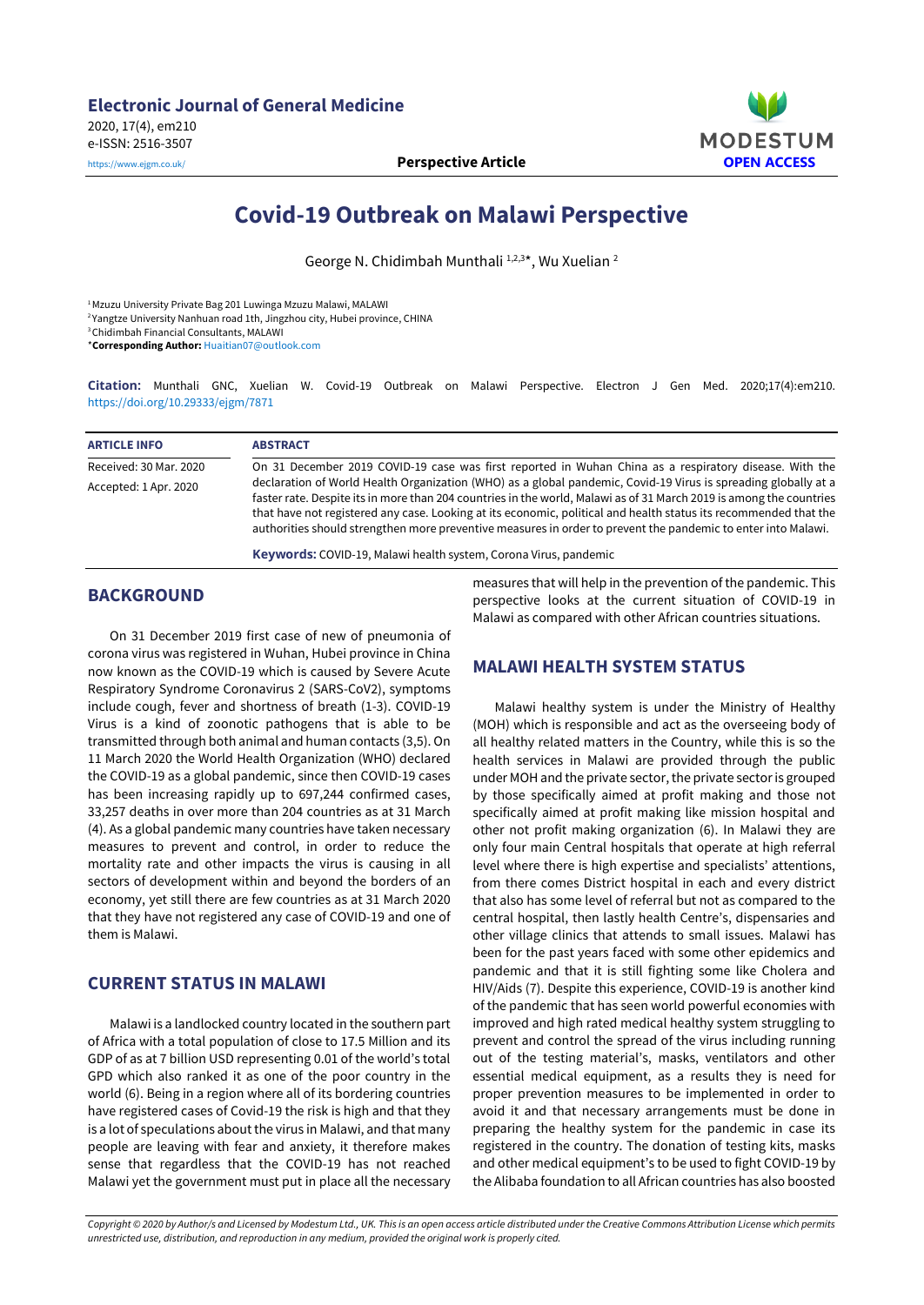# Covid-19 Outbreak on Malawi Perspective

George N. Chidimbah Munthali [1,2,3]*, Wu Xuelian [2]

[1] Mzuzu University Private Bag 201 Luwinga Mzuzu Malawi, MALAWI
[2] Yangtze University Nanhuan road 1th, Jingzhou city, Hubei province, CHINA
[3] Chidimbah Financial Consultants, MALAWI
*Corresponding Author: Huaitian07@outlook.com

**Citation:** Munthali GNC, Xuelian W. Covid-19 Outbreak on Malawi Perspective. Electron J Gen Med. 2020;17(4):em210. https://doi.org/10.29333/ejgm/7871

**ARTICLE INFO**

Received: 30 Mar. 2020
Accepted: 1 Apr. 2020

**ABSTRACT**

On 31 December 2019 COVID-19 case was first reported in Wuhan China as a respiratory disease. With the declaration of World Health Organization (WHO) as a global pandemic, Covid-19 Virus is spreading globally at a faster rate. Despite its in more than 204 countries in the world, Malawi as of 31 March 2019 is among the countries that have not registered any case. Looking at its economic, political and health status its recommended that the authorities should strengthen more preventive measures in order to prevent the pandemic to enter into Malawi.

**Keywords:** COVID-19, Malawi health system, Corona Virus, pandemic

## BACKGROUND

On 31 December 2019 first case of new of pneumonia of corona virus was registered in Wuhan, Hubei province in China now known as the COVID-19 which is caused by Severe Acute Respiratory Syndrome Coronavirus 2 (SARS-CoV2), symptoms include cough, fever and shortness of breath (1-3). COVID-19 Virus is a kind of zoonotic pathogens that is able to be transmitted through both animal and human contacts (3,5). On 11 March 2020 the World Health Organization (WHO) declared the COVID-19 as a global pandemic, since then COVID-19 cases has been increasing rapidly up to 697,244 confirmed cases, 33,257 deaths in over more than 204 countries as at 31 March (4). As a global pandemic many countries have taken necessary measures to prevent and control, in order to reduce the mortality rate and other impacts the virus is causing in all sectors of development within and beyond the borders of an economy, yet still there are few countries as at 31 March 2020 that they have not registered any case of COVID-19 and one of them is Malawi.

## CURRENT STATUS IN MALAWI

Malawi is a landlocked country located in the southern part of Africa with a total population of close to 17.5 Million and its GDP of as at 7 billion USD representing 0.01 of the world's total GPD which also ranked it as one of the poor country in the world (6). Being in a region where all of its bordering countries have registered cases of Covid-19 the risk is high and that they is a lot of speculations about the virus in Malawi, and that many people are leaving with fear and anxiety, it therefore makes sense that regardless that the COVID-19 has not reached Malawi yet the government must put in place all the necessary measures that will help in the prevention of the pandemic. This perspective looks at the current situation of COVID-19 in Malawi as compared with other African countries situations.

## MALAWI HEALTH SYSTEM STATUS

Malawi healthy system is under the Ministry of Healthy (MOH) which is responsible and act as the overseeing body of all healthy related matters in the Country, while this is so the health services in Malawi are provided through the public under MOH and the private sector, the private sector is grouped by those specifically aimed at profit making and those not specifically aimed at profit making like mission hospital and other not profit making organization (6). In Malawi they are only four main Central hospitals that operate at high referral level where there is high expertise and specialists' attentions, from there comes District hospital in each and every district that also has some level of referral but not as compared to the central hospital, then lastly health Centre's, dispensaries and other village clinics that attends to small issues. Malawi has been for the past years faced with some other epidemics and pandemic and that it is still fighting some like Cholera and HIV/Aids (7). Despite this experience, COVID-19 is another kind of the pandemic that has seen world powerful economies with improved and high rated medical healthy system struggling to prevent and control the spread of the virus including running out of the testing material's, masks, ventilators and other essential medical equipment, as a results they is need for proper prevention measures to be implemented in order to avoid it and that necessary arrangements must be done in preparing the healthy system for the pandemic in case its registered in the country. The donation of testing kits, masks and other medical equipment's to be used to fight COVID-19 by the Alibaba foundation to all African countries has also boosted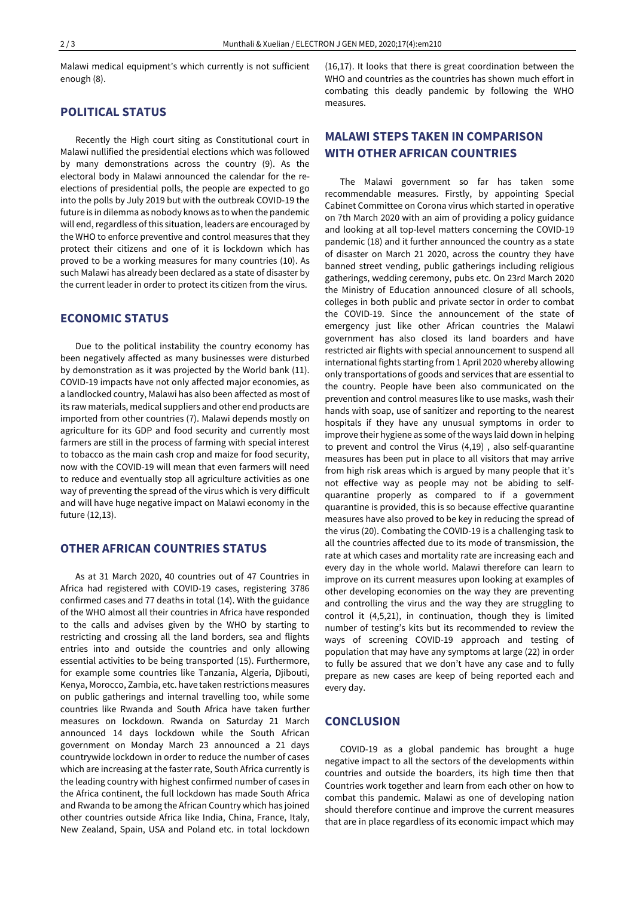Malawi medical equipment's which currently is not sufficient enough (8).

## POLITICAL STATUS

Recently the High court siting as Constitutional court in Malawi nullified the presidential elections which was followed by many demonstrations across the country (9). As the electoral body in Malawi announced the calendar for the re-elections of presidential polls, the people are expected to go into the polls by July 2019 but with the outbreak COVID-19 the future is in dilemma as nobody knows as to when the pandemic will end, regardless of this situation, leaders are encouraged by the WHO to enforce preventive and control measures that they protect their citizens and one of it is lockdown which has proved to be a working measures for many countries (10). As such Malawi has already been declared as a state of disaster by the current leader in order to protect its citizen from the virus.

## ECONOMIC STATUS

Due to the political instability the country economy has been negatively affected as many businesses were disturbed by demonstration as it was projected by the World bank (11). COVID-19 impacts have not only affected major economies, as a landlocked country, Malawi has also been affected as most of its raw materials, medical suppliers and other end products are imported from other countries (7). Malawi depends mostly on agriculture for its GDP and food security and currently most farmers are still in the process of farming with special interest to tobacco as the main cash crop and maize for food security, now with the COVID-19 will mean that even farmers will need to reduce and eventually stop all agriculture activities as one way of preventing the spread of the virus which is very difficult and will have huge negative impact on Malawi economy in the future (12,13).

## OTHER AFRICAN COUNTRIES STATUS

As at 31 March 2020, 40 countries out of 47 Countries in Africa had registered with COVID-19 cases, registering 3786 confirmed cases and 77 deaths in total (14). With the guidance of the WHO almost all their countries in Africa have responded to the calls and advises given by the WHO by starting to restricting and crossing all the land borders, sea and flights entries into and outside the countries and only allowing essential activities to be being transported (15). Furthermore, for example some countries like Tanzania, Algeria, Djibouti, Kenya, Morocco, Zambia, etc. have taken restrictions measures on public gatherings and internal travelling too, while some countries like Rwanda and South Africa have taken further measures on lockdown. Rwanda on Saturday 21 March announced 14 days lockdown while the South African government on Monday March 23 announced a 21 days countrywide lockdown in order to reduce the number of cases which are increasing at the faster rate, South Africa currently is the leading country with highest confirmed number of cases in the Africa continent, the full lockdown has made South Africa and Rwanda to be among the African Country which has joined other countries outside Africa like India, China, France, Italy, New Zealand, Spain, USA and Poland etc. in total lockdown (16,17). It looks that there is great coordination between the WHO and countries as the countries has shown much effort in combating this deadly pandemic by following the WHO measures.

## MALAWI STEPS TAKEN IN COMPARISON WITH OTHER AFRICAN COUNTRIES

The Malawi government so far has taken some recommendable measures. Firstly, by appointing Special Cabinet Committee on Corona virus which started in operative on 7th March 2020 with an aim of providing a policy guidance and looking at all top-level matters concerning the COVID-19 pandemic (18) and it further announced the country as a state of disaster on March 21 2020, across the country they have banned street vending, public gatherings including religious gatherings, wedding ceremony, pubs etc. On 23rd March 2020 the Ministry of Education announced closure of all schools, colleges in both public and private sector in order to combat the COVID-19. Since the announcement of the state of emergency just like other African countries the Malawi government has also closed its land boarders and have restricted air flights with special announcement to suspend all international fights starting from 1 April 2020 whereby allowing only transportations of goods and services that are essential to the country. People have been also communicated on the prevention and control measures like to use masks, wash their hands with soap, use of sanitizer and reporting to the nearest hospitals if they have any unusual symptoms in order to improve their hygiene as some of the ways laid down in helping to prevent and control the Virus (4,19) , also self-quarantine measures has been put in place to all visitors that may arrive from high risk areas which is argued by many people that it's not effective way as people may not be abiding to self-quarantine properly as compared to if a government quarantine is provided, this is so because effective quarantine measures have also proved to be key in reducing the spread of the virus (20). Combating the COVID-19 is a challenging task to all the countries affected due to its mode of transmission, the rate at which cases and mortality rate are increasing each and every day in the whole world. Malawi therefore can learn to improve on its current measures upon looking at examples of other developing economies on the way they are preventing and controlling the virus and the way they are struggling to control it (4,5,21), in continuation, though they is limited number of testing's kits but its recommended to review the ways of screening COVID-19 approach and testing of population that may have any symptoms at large (22) in order to fully be assured that we don't have any case and to fully prepare as new cases are keep of being reported each and every day.

## CONCLUSION

COVID-19 as a global pandemic has brought a huge negative impact to all the sectors of the developments within countries and outside the boarders, its high time then that Countries work together and learn from each other on how to combat this pandemic. Malawi as one of developing nation should therefore continue and improve the current measures that are in place regardless of its economic impact which may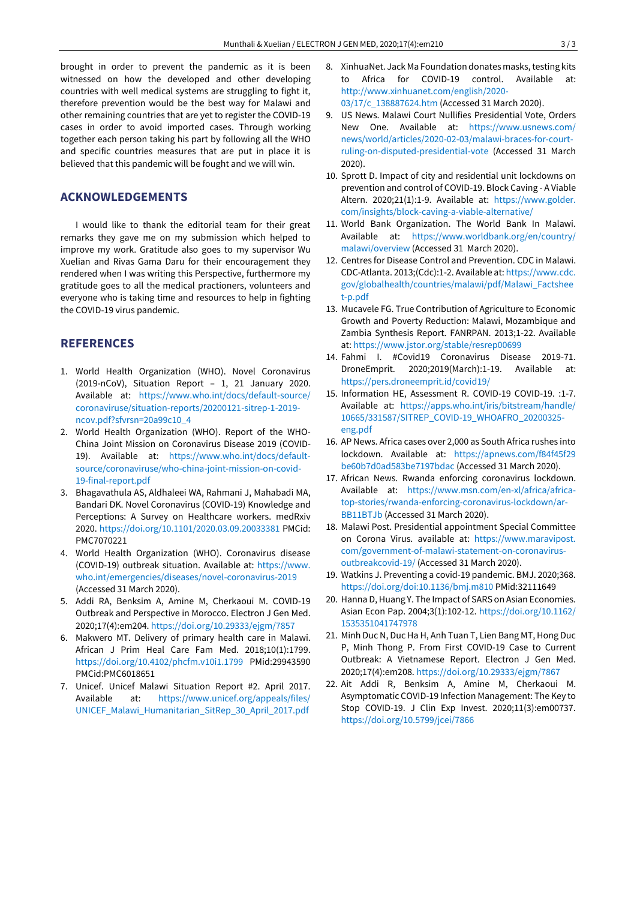brought in order to prevent the pandemic as it is been witnessed on how the developed and other developing countries with well medical systems are struggling to fight it, therefore prevention would be the best way for Malawi and other remaining countries that are yet to register the COVID-19 cases in order to avoid imported cases. Through working together each person taking his part by following all the WHO and specific countries measures that are put in place it is believed that this pandemic will be fought and we will win.

## ACKNOWLEDGEMENTS

I would like to thank the editorial team for their great remarks they gave me on my submission which helped to improve my work. Gratitude also goes to my supervisor Wu Xuelian and Rivas Gama Daru for their encouragement they rendered when I was writing this Perspective, furthermore my gratitude goes to all the medical practioners, volunteers and everyone who is taking time and resources to help in fighting the COVID-19 virus pandemic.

## REFERENCES

1. World Health Organization (WHO). Novel Coronavirus (2019-nCoV), Situation Report – 1, 21 January 2020. Available at: https://www.who.int/docs/default-source/coronaviruse/situation-reports/20200121-sitrep-1-2019-ncov.pdf?sfvrsn=20a99c10_4
2. World Health Organization (WHO). Report of the WHO-China Joint Mission on Coronavirus Disease 2019 (COVID-19). Available at: https://www.who.int/docs/default-source/coronaviruse/who-china-joint-mission-on-covid-19-final-report.pdf
3. Bhagavathula AS, Aldhaleei WA, Rahmani J, Mahabadi MA, Bandari DK. Novel Coronavirus (COVID-19) Knowledge and Perceptions: A Survey on Healthcare workers. medRxiv 2020. https://doi.org/10.1101/2020.03.09.20033381 PMCid: PMC7070221
4. World Health Organization (WHO). Coronavirus disease (COVID-19) outbreak situation. Available at: https://www.who.int/emergencies/diseases/novel-coronavirus-2019 (Accessed 31 March 2020).
5. Addi RA, Benksim A, Amine M, Cherkaoui M. COVID-19 Outbreak and Perspective in Morocco. Electron J Gen Med. 2020;17(4):em204. https://doi.org/10.29333/ejgm/7857
6. Makwero MT. Delivery of primary health care in Malawi. African J Prim Heal Care Fam Med. 2018;10(1):1799. https://doi.org/10.4102/phcfm.v10i1.1799 PMid:29943590 PMCid:PMC6018651
7. Unicef. Unicef Malawi Situation Report #2. April 2017. Available at: https://www.unicef.org/appeals/files/UNICEF_Malawi_Humanitarian_SitRep_30_April_2017.pdf
8. XinhuaNet. Jack Ma Foundation donates masks, testing kits to Africa for COVID-19 control. Available at: http://www.xinhuanet.com/english/2020-03/17/c_138887624.htm (Accessed 31 March 2020).
9. US News. Malawi Court Nullifies Presidential Vote, Orders New One. Available at: https://www.usnews.com/news/world/articles/2020-02-03/malawi-braces-for-court-ruling-on-disputed-presidential-vote (Accessed 31 March 2020).
10. Sprott D. Impact of city and residential unit lockdowns on prevention and control of COVID-19. Block Caving - A Viable Altern. 2020;21(1):1-9. Available at: https://www.golder.com/insights/block-caving-a-viable-alternative/
11. World Bank Organization. The World Bank In Malawi. Available at: https://www.worldbank.org/en/country/malawi/overview (Accessed 31 March 2020).
12. Centres for Disease Control and Prevention. CDC in Malawi. CDC-Atlanta. 2013;(Cdc):1-2. Available at: https://www.cdc.gov/globalhealth/countries/malawi/pdf/Malawi_Factsheet-p.pdf
13. Mucavele FG. True Contribution of Agriculture to Economic Growth and Poverty Reduction: Malawi, Mozambique and Zambia Synthesis Report. FANRPAN. 2013;1-22. Available at: https://www.jstor.org/stable/resrep00699
14. Fahmi I. #Covid19 Coronavirus Disease 2019-71. DroneEmprit. 2020;2019(March):1-19. Available at: https://pers.droneemprit.id/covid19/
15. Information HE, Assessment R. COVID-19 COVID-19. :1-7. Available at: https://apps.who.int/iris/bitstream/handle/10665/331587/SITREP_COVID-19_WHOAFRO_20200325-eng.pdf
16. AP News. Africa cases over 2,000 as South Africa rushes into lockdown. Available at: https://apnews.com/f84f45f29be60b7d0ad583be7197bdac (Accessed 31 March 2020).
17. African News. Rwanda enforcing coronavirus lockdown. Available at: https://www.msn.com/en-xl/africa/africa-top-stories/rwanda-enforcing-coronavirus-lockdown/ar-BB11BTJb (Accessed 31 March 2020).
18. Malawi Post. Presidential appointment Special Committee on Corona Virus. available at: https://www.maravipost.com/government-of-malawi-statement-on-coronavirus-outbreakcovid-19/ (Accessed 31 March 2020).
19. Watkins J. Preventing a covid-19 pandemic. BMJ. 2020;368. https://doi.org/doi:10.1136/bmj.m810 PMid:32111649
20. Hanna D, Huang Y. The Impact of SARS on Asian Economies. Asian Econ Pap. 2004;3(1):102-12. https://doi.org/10.1162/1535351041747978
21. Minh Duc N, Duc Ha H, Anh Tuan T, Lien Bang MT, Hong Duc P, Minh Thong P. From First COVID-19 Case to Current Outbreak: A Vietnamese Report. Electron J Gen Med. 2020;17(4):em208. https://doi.org/10.29333/ejgm/7867
22. Ait Addi R, Benksim A, Amine M, Cherkaoui M. Asymptomatic COVID-19 Infection Management: The Key to Stop COVID-19. J Clin Exp Invest. 2020;11(3):em00737. https://doi.org/10.5799/jcei/7866